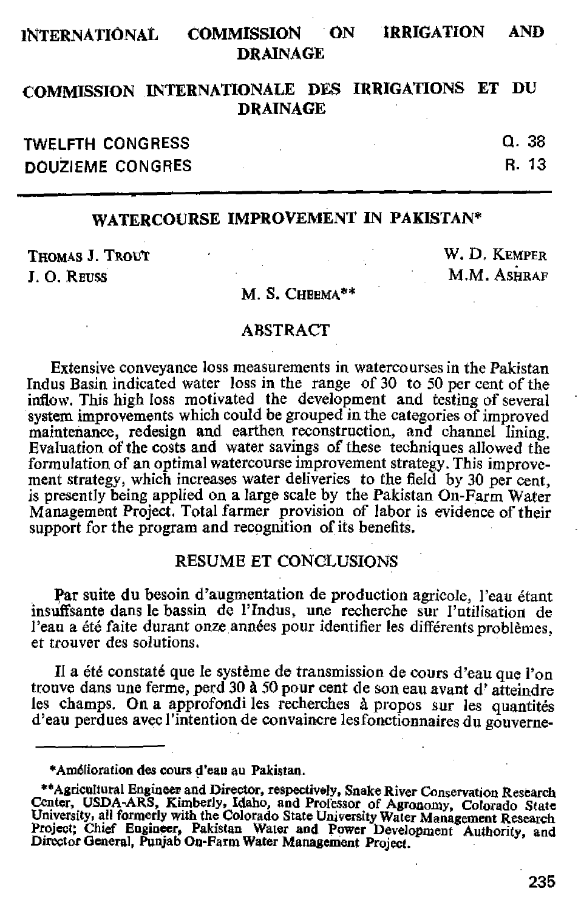# INTERNATIONAL COMMISSION ON IRRIGATION AND DRAINAGE

# COMMISSION INTERNATIONALE DES IRRIGATIONS ET DU DRAINAGE

TWELFTH CONGRESS — Q. 38

DOUZIEME CONGRES — R. 13

---

## WATERCOURSE IMPROVEMENT IN PAKISTAN*

THOMAS J. TROUT — W. D. KEMPER

J. O. REUSS — M.M. ASHRAF

M. S. CHEEMA**

### ABSTRACT

Extensive conveyance loss measurements in watercourses in the Pakistan Indus Basin indicated water loss in the range of 30 to 50 per cent of the inflow. This high loss motivated the development and testing of several system improvements which could be grouped in the categories of improved maintenance, redesign and earthen reconstruction, and channel lining. Evaluation of the costs and water savings of these techniques allowed the formulation of an optimal watercourse improvement strategy. This improvement strategy, which increases water deliveries to the field by 30 per cent, is presently being applied on a large scale by the Pakistan On-Farm Water Management Project. Total farmer provision of labor is evidence of their support for the program and recognition of its benefits.

### RESUME ET CONCLUSIONS

Par suite du besoin d'augmentation de production agricole, l'eau étant insuffsante dans le bassin de l'Indus, une recherche sur l'utilisation de l'eau a été faite durant onze années pour identifier les différents problèmes, et trouver des solutions.

Il a été constaté que le système de transmission de cours d'eau que l'on trouve dans une ferme, perd 30 à 50 pour cent de son eau avant d' atteindre les champs. On a approfondi les recherches à propos sur les quantités d'eau perdues avec l'intention de convaincre les fonctionnaires du gouverne-

---

*Amélioration des cours d'eau au Pakistan.

**Agricultural Engineer and Director, respectively, Snake River Conservation Research Center, USDA-ARS, Kimberly, Idaho, and Professor of Agronomy, Colorado State University, all formerly with the Colorado State University Water Management Research Project; Chief Engineer, Pakistan Water and Power Development Authority, and Director General, Punjab On-Farm Water Management Project.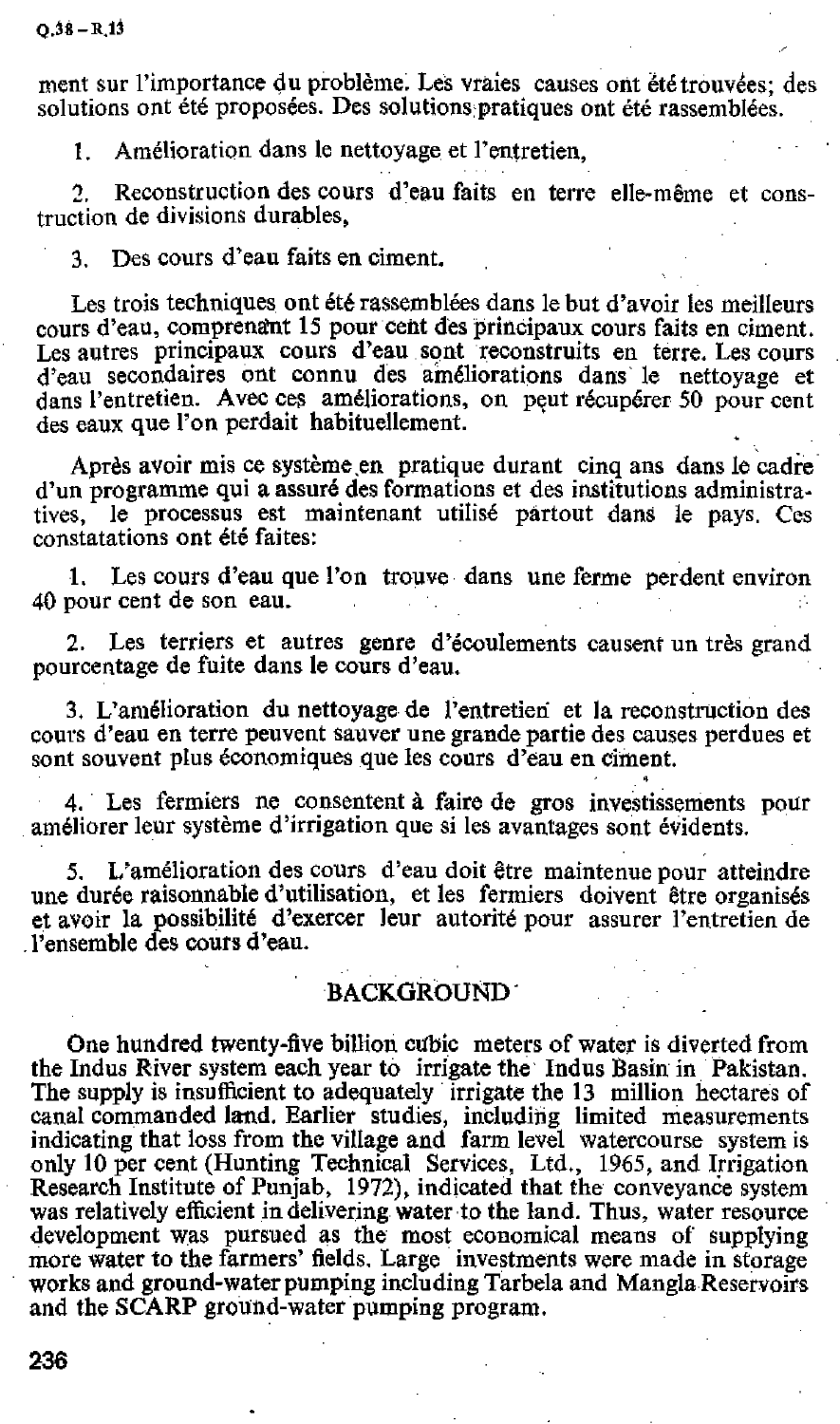ment sur l'importance du problème. Les vraies causes ont été trouvées; des solutions ont été proposées. Des solutions pratiques ont été rassemblées.

1. Amélioration dans le nettoyage et l'entretien,

2. Reconstruction des cours d'eau faits en terre elle-même et construction de divisions durables,

3. Des cours d'eau faits en ciment.

Les trois techniques ont été rassemblées dans le but d'avoir les meilleurs cours d'eau, comprenant 15 pour cent des principaux cours faits en ciment. Les autres principaux cours d'eau sont reconstruits en terre. Les cours d'eau secondaires ont connu des améliorations dans le nettoyage et dans l'entretien. Avec ces améliorations, on peut récupérer 50 pour cent des eaux que l'on perdait habituellement.

Après avoir mis ce système en pratique durant cinq ans dans le cadre d'un programme qui a assuré des formations et des institutions administratives, le processus est maintenant utilisé partout dans le pays. Ces constatations ont été faites:

1. Les cours d'eau que l'on trouve dans une ferme perdent environ 40 pour cent de son eau.

2. Les terriers et autres genre d'écoulements causent un très grand pourcentage de fuite dans le cours d'eau.

3. L'amélioration du nettoyage de l'entretien et la reconstruction des cours d'eau en terre peuvent sauver une grande partie des causes perdues et sont souvent plus économiques que les cours d'eau en ciment.

4. Les fermiers ne consentent à faire de gros investissements pour améliorer leur système d'irrigation que si les avantages sont évidents.

5. L'amélioration des cours d'eau doit être maintenue pour atteindre une durée raisonnable d'utilisation, et les fermiers doivent être organisés et avoir la possibilité d'exercer leur autorité pour assurer l'entretien de l'ensemble des cours d'eau.

## BACKGROUND

One hundred twenty-five billion cubic meters of water is diverted from the Indus River system each year to irrigate the Indus Basin in Pakistan. The supply is insufficient to adequately irrigate the 13 million hectares of canal commanded land. Earlier studies, including limited measurements indicating that loss from the village and farm level watercourse system is only 10 per cent (Hunting Technical Services, Ltd., 1965, and Irrigation Research Institute of Punjab, 1972), indicated that the conveyance system was relatively efficient in delivering water to the land. Thus, water resource development was pursued as the most economical means of supplying more water to the farmers' fields. Large investments were made in storage works and ground-water pumping including Tarbela and Mangla Reservoirs and the SCARP ground-water pumping program.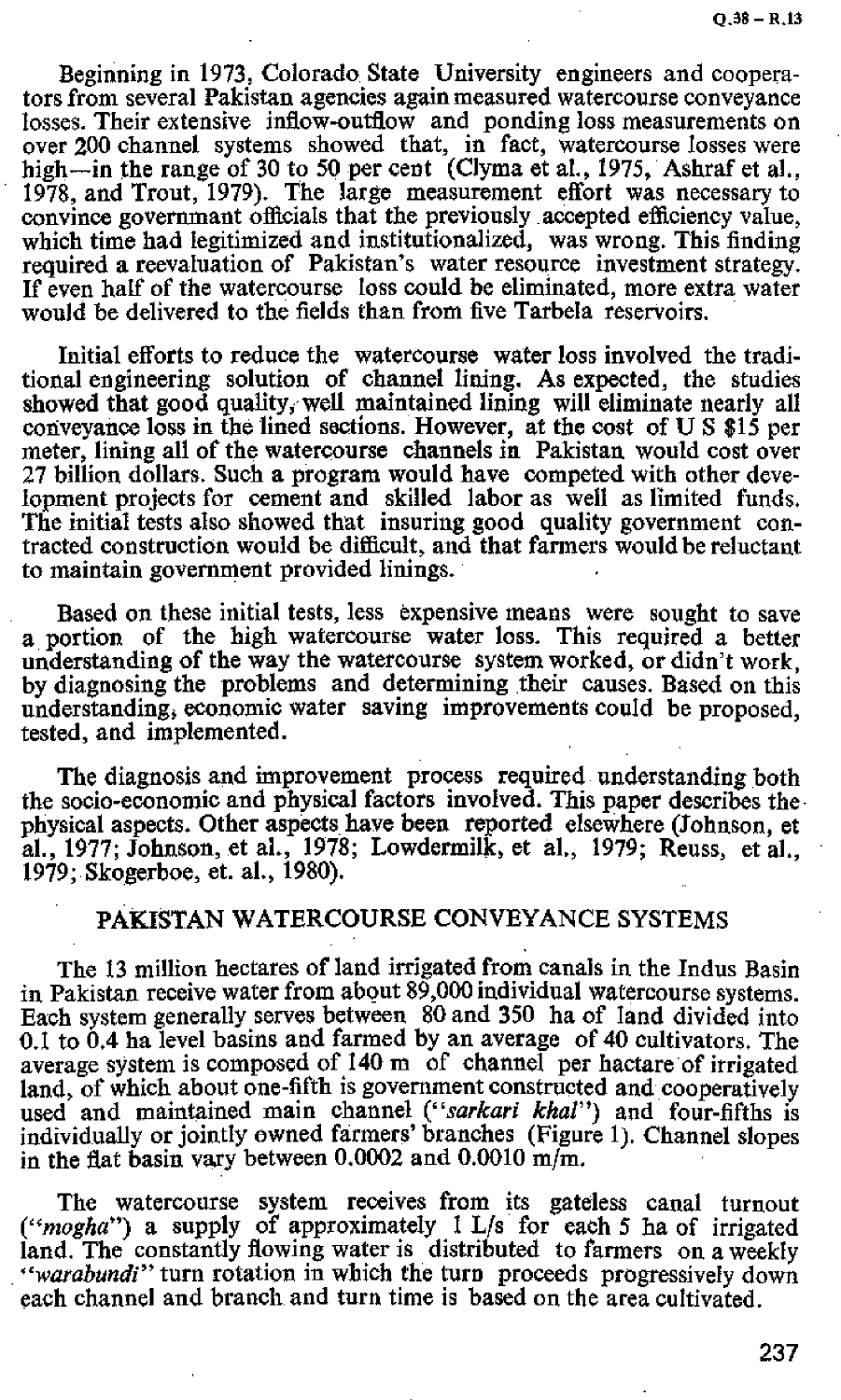Beginning in 1973, Colorado State University engineers and cooperators from several Pakistan agencies again measured watercourse conveyance losses. Their extensive inflow-outflow and ponding loss measurements on over 200 channel systems showed that, in fact, watercourse losses were high—in the range of 30 to 50 per cent (Clyma et al., 1975, Ashraf et al., 1978, and Trout, 1979). The large measurement effort was necessary to convince government officials that the previously accepted efficiency value, which time had legitimized and institutionalized, was wrong. This finding required a reevaluation of Pakistan's water resource investment strategy. If even half of the watercourse loss could be eliminated, more extra water would be delivered to the fields than from five Tarbela reservoirs.

Initial efforts to reduce the watercourse water loss involved the traditional engineering solution of channel lining. As expected, the studies showed that good quality, well maintained lining will eliminate nearly all conveyance loss in the lined sections. However, at the cost of U S $15 per meter, lining all of the watercourse channels in Pakistan would cost over 27 billion dollars. Such a program would have competed with other development projects for cement and skilled labor as well as limited funds. The initial tests also showed that insuring good quality government contracted construction would be difficult, and that farmers would be reluctant to maintain government provided linings.

Based on these initial tests, less expensive means were sought to save a portion of the high watercourse water loss. This required a better understanding of the way the watercourse system worked, or didn't work, by diagnosing the problems and determining their causes. Based on this understanding, economic water saving improvements could be proposed, tested, and implemented.

The diagnosis and improvement process required understanding both the socio-economic and physical factors involved. This paper describes the physical aspects. Other aspects have been reported elsewhere (Johnson, et al., 1977; Johnson, et al., 1978; Lowdermilk, et al., 1979; Reuss, et al., 1979; Skogerboe, et. al., 1980).

## PAKISTAN WATERCOURSE CONVEYANCE SYSTEMS

The 13 million hectares of land irrigated from canals in the Indus Basin in Pakistan receive water from about 89,000 individual watercourse systems. Each system generally serves between 80 and 350 ha of land divided into 0.1 to 0.4 ha level basins and farmed by an average of 40 cultivators. The average system is composed of 140 m of channel per hactare of irrigated land, of which about one-fifth is government constructed and cooperatively used and maintained main channel (*"sarkari khal"*) and four-fifths is individually or jointly owned farmers' branches (Figure 1). Channel slopes in the flat basin vary between 0.0002 and 0.0010 m/m.

The watercourse system receives from its gateless canal turnout (*"mogha"*) a supply of approximately 1 L/s for each 5 ha of irrigated land. The constantly flowing water is distributed to farmers on a weekly *"warabundi"* turn rotation in which the turn proceeds progressively down each channel and branch and turn time is based on the area cultivated.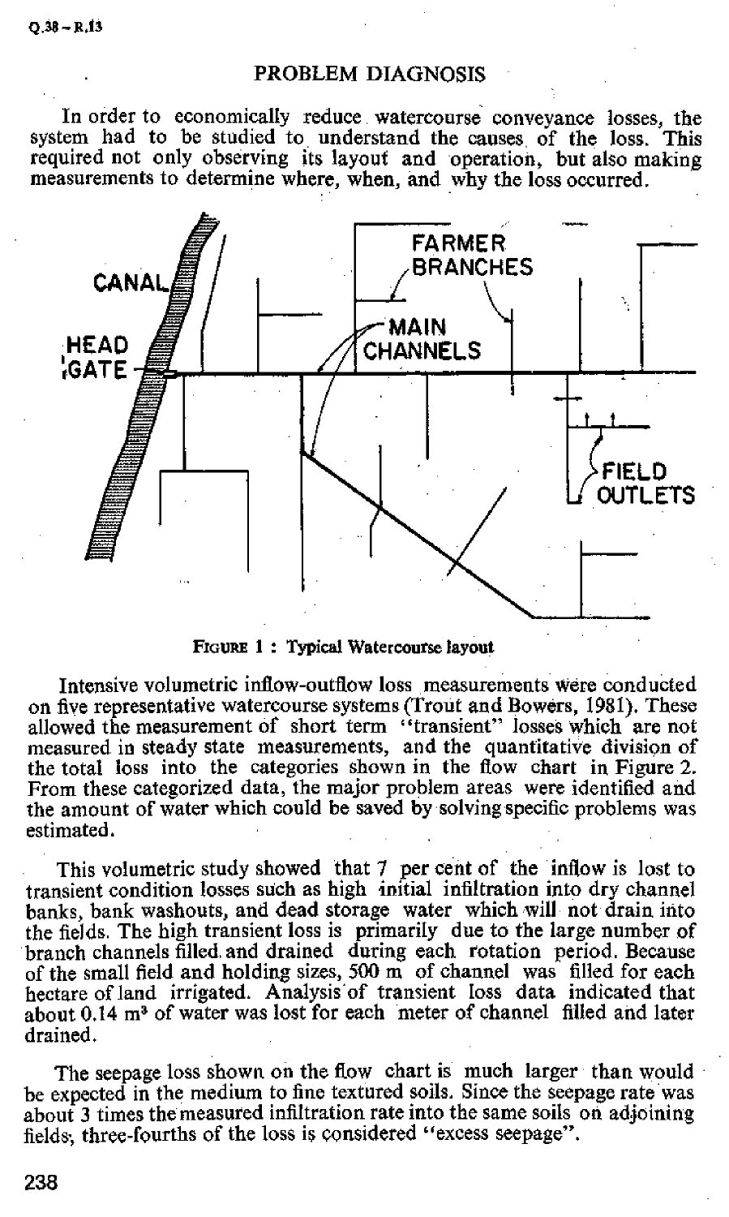## PROBLEM DIAGNOSIS

In order to economically reduce watercourse conveyance losses, the system had to be studied to understand the causes of the loss. This required not only observing its layout and operation, but also making measurements to determine where, when, and why the loss occurred.

FIGURE 1 : Typical Watercourse layout

Intensive volumetric inflow-outflow loss measurements were conducted on five representative watercourse systems (Trout and Bowers, 1981). These allowed the measurement of short term "transient" losses which are not measured in steady state measurements, and the quantitative division of the total loss into the categories shown in the flow chart in Figure 2. From these categorized data, the major problem areas were identified and the amount of water which could be saved by solving specific problems was estimated.

This volumetric study showed that 7 per cent of the inflow is lost to transient condition losses such as high initial infiltration into dry channel banks, bank washouts, and dead storage water which will not drain into the fields. The high transient loss is primarily due to the large number of branch channels filled and drained during each rotation period. Because of the small field and holding sizes, 500 m of channel was filled for each hectare of land irrigated. Analysis of transient loss data indicated that about 0.14 $m^3$ of water was lost for each meter of channel filled and later drained.

The seepage loss shown on the flow chart is much larger than would be expected in the medium to fine textured soils. Since the seepage rate was about 3 times the measured infiltration rate into the same soils on adjoining fields, three-fourths of the loss is considered "excess seepage".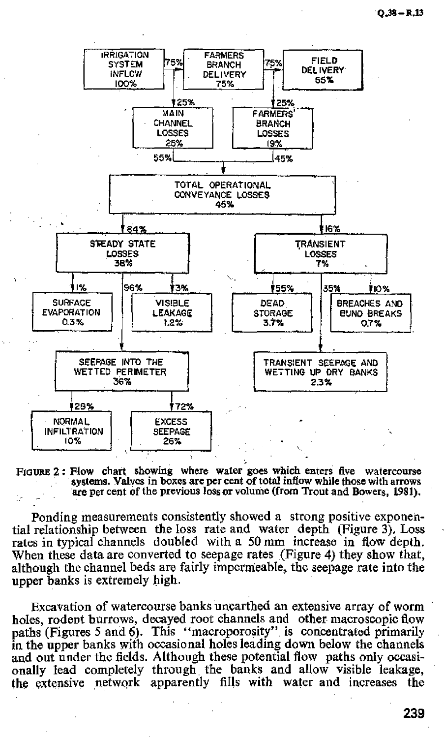IRRIGATION SYSTEM INFLOW 100% → (75%) → FARMERS BRANCH DELIVERY 75% → (75%) → FIELD DELIVERY 56%

IRRIGATION SYSTEM INFLOW → (25%) → MAIN CHANNEL LOSSES 25%

FARMERS BRANCH DELIVERY → (25%) → FARMERS' BRANCH LOSSES 19%

MAIN CHANNEL LOSSES (55%) + FARMERS' BRANCH LOSSES (45%) → TOTAL OPERATIONAL CONVEYANCE LOSSES 45%

TOTAL OPERATIONAL CONVEYANCE LOSSES → (84%) → STEADY STATE LOSSES 38%

TOTAL OPERATIONAL CONVEYANCE LOSSES → (16%) → TRANSIENT LOSSES 7%

STEADY STATE LOSSES → (1%) → SURFACE EVAPORATION 0.3%

STEADY STATE LOSSES → (3%) → VISIBLE LEAKAGE 1.2%

STEADY STATE LOSSES → (96%) → SEEPAGE INTO THE WETTED PERIMETER 36%

SEEPAGE INTO THE WETTED PERIMETER → (28%) → NORMAL INFILTRATION 10%

SEEPAGE INTO THE WETTED PERIMETER → (72%) → EXCESS SEEPAGE 26%

TRANSIENT LOSSES → (55%) → DEAD STORAGE 3.7%

TRANSIENT LOSSES → (10%) → BREACHES AND BUND BREAKS 0.7%

TRANSIENT LOSSES → (35%) → TRANSIENT SEEPAGE AND WETTING UP DRY BANKS 2.3%

**Figure 2:** Flow chart showing where water goes which enters five watercourse systems. Valves in boxes are per cent of total inflow while those with arrows are per cent of the previous loss or volume (from Trout and Bowers, 1981).

Ponding measurements consistently showed a strong positive exponential relationship between the loss rate and water depth (Figure 3). Loss rates in typical channels doubled with a 50 mm increase in flow depth. When these data are converted to seepage rates (Figure 4) they show that, although the channel beds are fairly impermeable, the seepage rate into the upper banks is extremely high.

Excavation of watercourse banks unearthed an extensive array of worm holes, rodent burrows, decayed root channels and other macroscopic flow paths (Figures 5 and 6). This "macroporosity" is concentrated primarily in the upper banks with occasional holes leading down below the channels and out under the fields. Although these potential flow paths only occasionally lead completely through the banks and allow visible leakage, the extensive network apparently fills with water and increases the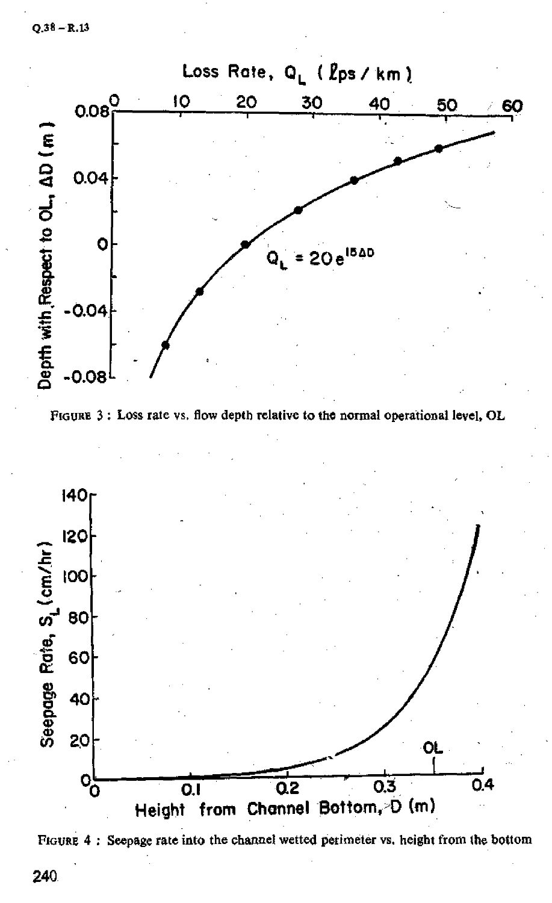Loss Rate, $Q_L$ (ℓps / km)

$Q_L = 20e^{15\Delta D}$

Depth with Respect to OL, $\Delta D$ (m)

FIGURE 3 : Loss rate vs. flow depth relative to the normal operational level, OL

Seepage Rate, $S_L$ (cm/hr)

Height from Channel Bottom, D (m)

FIGURE 4 : Seepage rate into the channel wetted perimeter vs. height from the bottom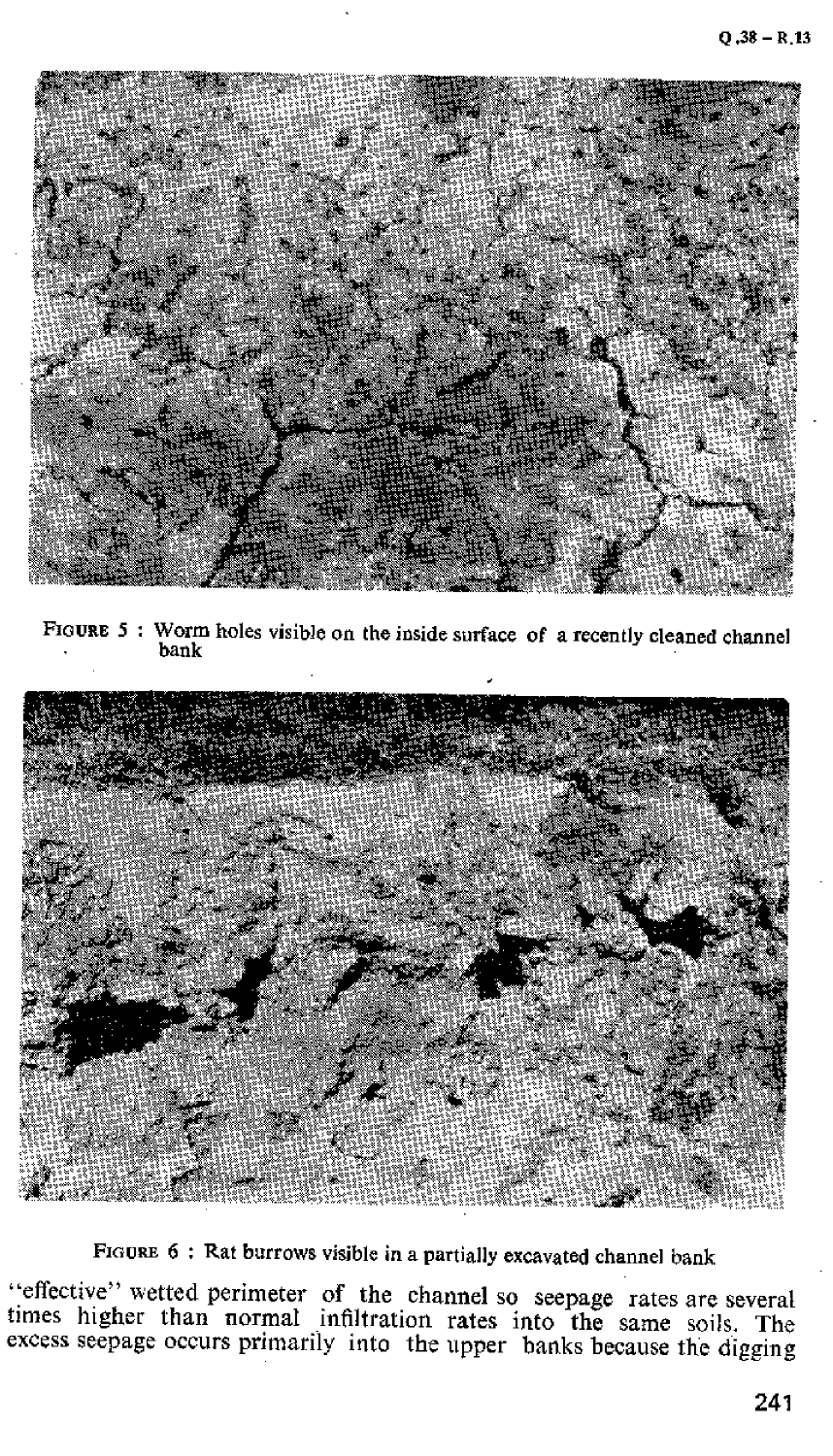FIGURE 5 : Worm holes visible on the inside surface of a recently cleaned channel bank

FIGURE 6 : Rat burrows visible in a partially excavated channel bank

"effective" wetted perimeter of the channel so seepage rates are several times higher than normal infiltration rates into the same soils. The excess seepage occurs primarily into the upper banks because the digging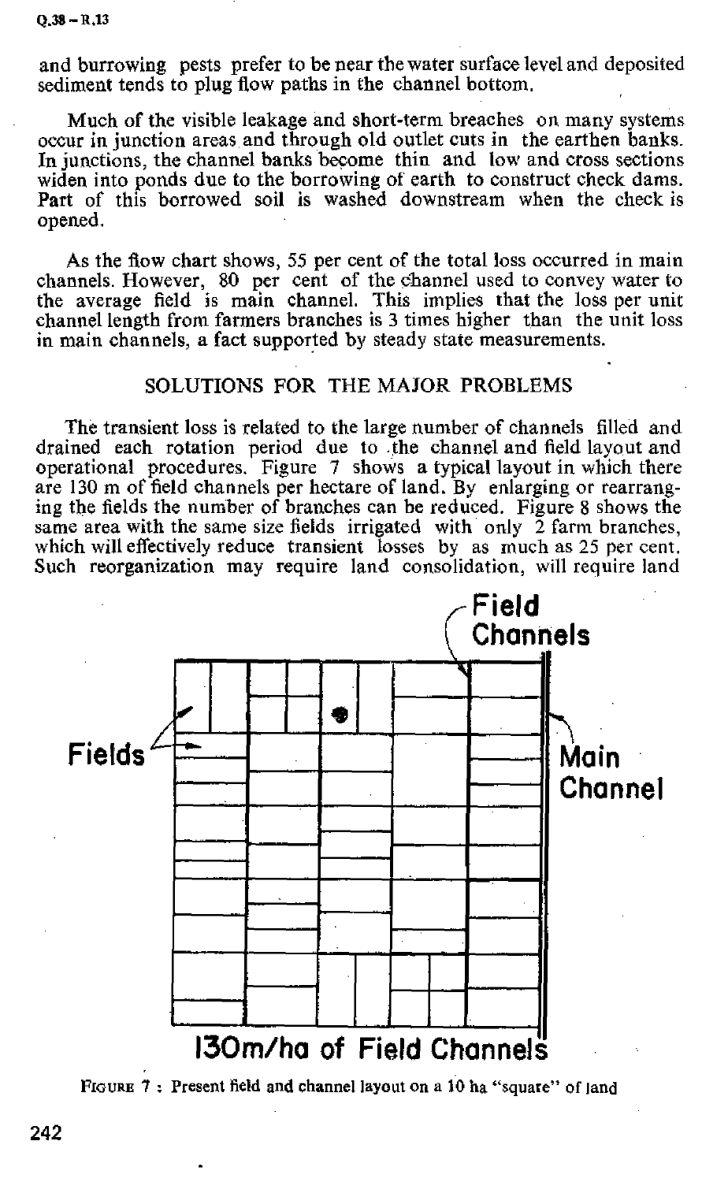and burrowing pests prefer to be near the water surface level and deposited sediment tends to plug flow paths in the channel bottom.

Much of the visible leakage and short-term breaches on many systems occur in junction areas and through old outlet cuts in the earthen banks. In junctions, the channel banks become thin and low and cross sections widen into ponds due to the borrowing of earth to construct check dams. Part of this borrowed soil is washed downstream when the check is opened.

As the flow chart shows, 55 per cent of the total loss occurred in main channels. However, 80 per cent of the channel used to convey water to the average field is main channel. This implies that the loss per unit channel length from farmers branches is 3 times higher than the unit loss in main channels, a fact supported by steady state measurements.

## SOLUTIONS FOR THE MAJOR PROBLEMS

The transient loss is related to the large number of channels filled and drained each rotation period due to the channel and field layout and operational procedures. Figure 7 shows a typical layout in which there are 130 m of field channels per hectare of land. By enlarging or rearranging the fields the number of branches can be reduced. Figure 8 shows the same area with the same size fields irrigated with only 2 farm branches, which will effectively reduce transient losses by as much as 25 per cent. Such reorganization may require land consolidation, will require land

Field Channels

Fields

Main Channel

130m/ha of Field Channels

FIGURE 7 : Present field and channel layout on a 10 ha "square" of land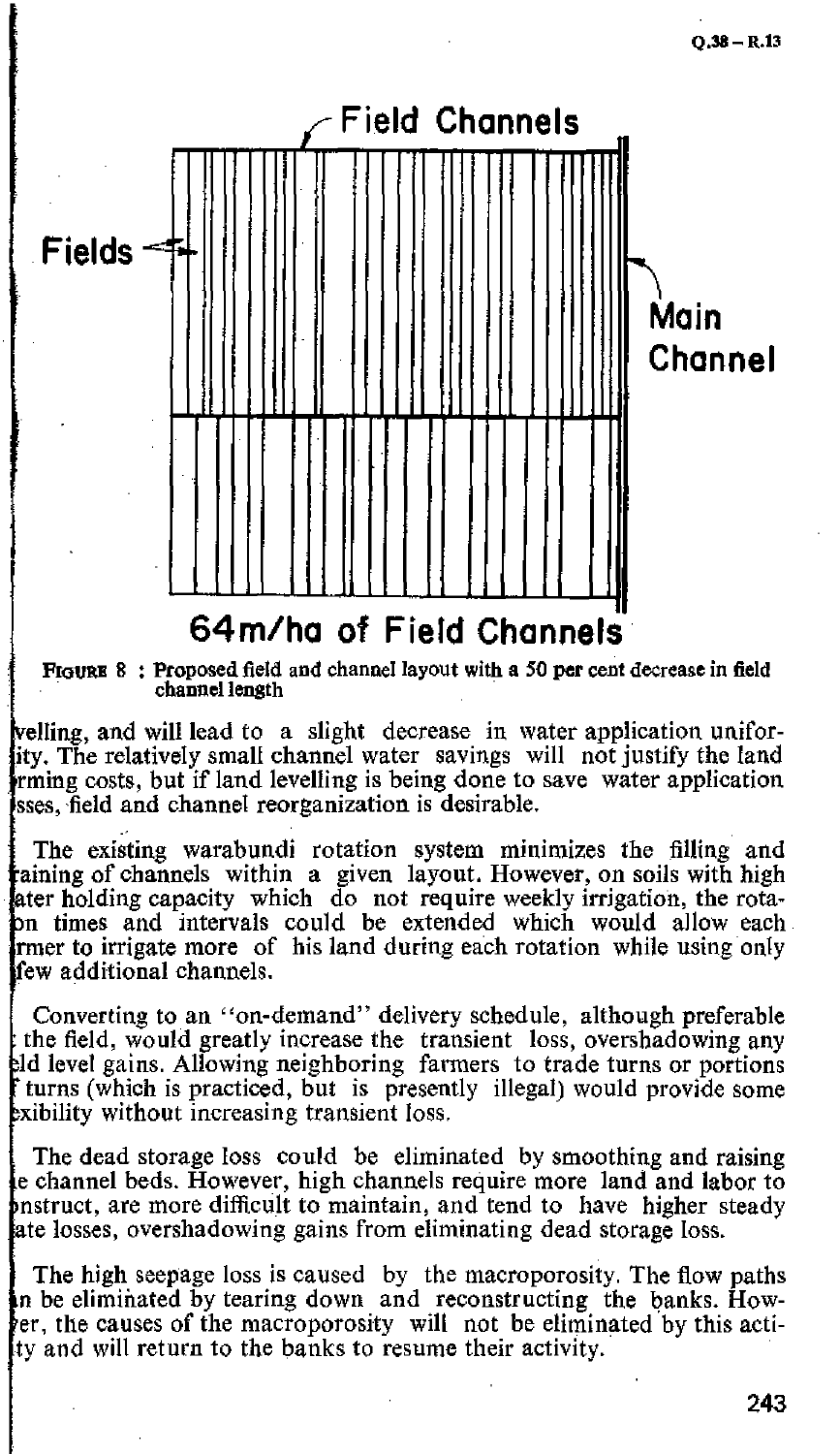Field Channels

Fields

Main Channel

64m/ha of Field Channels

**FIGURE 8 : Proposed field and channel layout with a 50 per cent decrease in field channel length**

velling, and will lead to a slight decrease in water application uniformity. The relatively small channel water savings will not justify the land rming costs, but if land levelling is being done to save water application sses, field and channel reorganization is desirable.

The existing warabundi rotation system minimizes the filling and aining of channels within a given layout. However, on soils with high ater holding capacity which do not require weekly irrigation, the rotaon times and intervals could be extended which would allow each rmer to irrigate more of his land during each rotation while using only few additional channels.

Converting to an "on-demand" delivery schedule, although preferable the field, would greatly increase the transient loss, overshadowing any eld level gains. Allowing neighboring farmers to trade turns or portions f turns (which is practiced, but is presently illegal) would provide some exibility without increasing transient loss.

The dead storage loss could be eliminated by smoothing and raising e channel beds. However, high channels require more land and labor to nstruct, are more difficult to maintain, and tend to have higher steady ate losses, overshadowing gains from eliminating dead storage loss.

The high seepage loss is caused by the macroporosity. The flow paths n be eliminated by tearing down and reconstructing the banks. Hower, the causes of the macroporosity will not be eliminated by this actity and will return to the banks to resume their activity.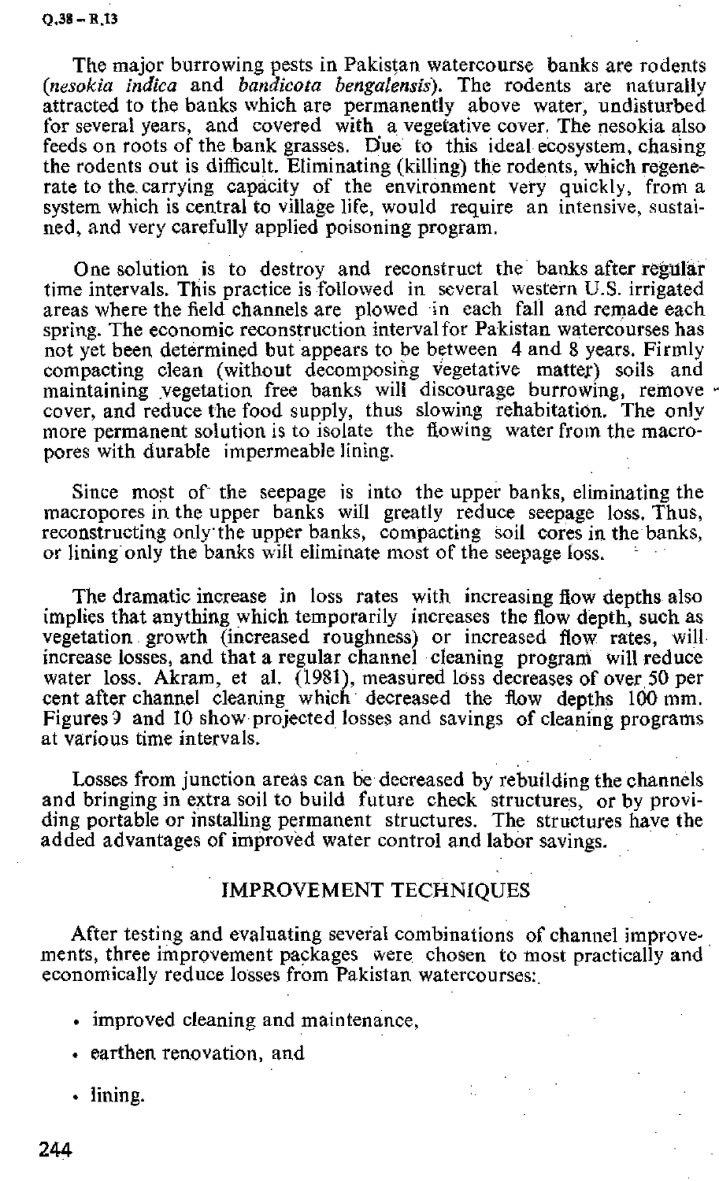The major burrowing pests in Pakistan watercourse banks are rodents (*nesokia indica* and *bandicota bengalensis*). The rodents are naturally attracted to the banks which are permanently above water, undisturbed for several years, and covered with a vegetative cover. The nesokia also feeds on roots of the bank grasses. Due to this ideal ecosystem, chasing the rodents out is difficult. Eliminating (killing) the rodents, which regenerate to the carrying capacity of the environment very quickly, from a system which is central to village life, would require an intensive, sustained, and very carefully applied poisoning program.

One solution is to destroy and reconstruct the banks after regular time intervals. This practice is followed in several western U.S. irrigated areas where the field channels are plowed in each fall and remade each spring. The economic reconstruction interval for Pakistan watercourses has not yet been determined but appears to be between 4 and 8 years. Firmly compacting clean (without decomposing vegetative matter) soils and maintaining vegetation free banks will discourage burrowing, remove cover, and reduce the food supply, thus slowing rehabitation. The only more permanent solution is to isolate the flowing water from the macropores with durable impermeable lining.

Since most of the seepage is into the upper banks, eliminating the macropores in the upper banks will greatly reduce seepage loss. Thus, reconstructing only the upper banks, compacting soil cores in the banks, or lining only the banks will eliminate most of the seepage loss.

The dramatic increase in loss rates with increasing flow depths also implies that anything which temporarily increases the flow depth, such as vegetation growth (increased roughness) or increased flow rates, will increase losses, and that a regular channel cleaning program will reduce water loss. Akram, et al. (1981), measured loss decreases of over 50 per cent after channel cleaning which decreased the flow depths 100 mm. Figures 9 and 10 show projected losses and savings of cleaning programs at various time intervals.

Losses from junction areas can be decreased by rebuilding the channels and bringing in extra soil to build future check structures, or by providing portable or installing permanent structures. The structures have the added advantages of improved water control and labor savings.

## IMPROVEMENT TECHNIQUES

After testing and evaluating several combinations of channel improvements, three improvement packages were chosen to most practically and economically reduce losses from Pakistan watercourses:

- improved cleaning and maintenance,
- earthen renovation, and
- lining.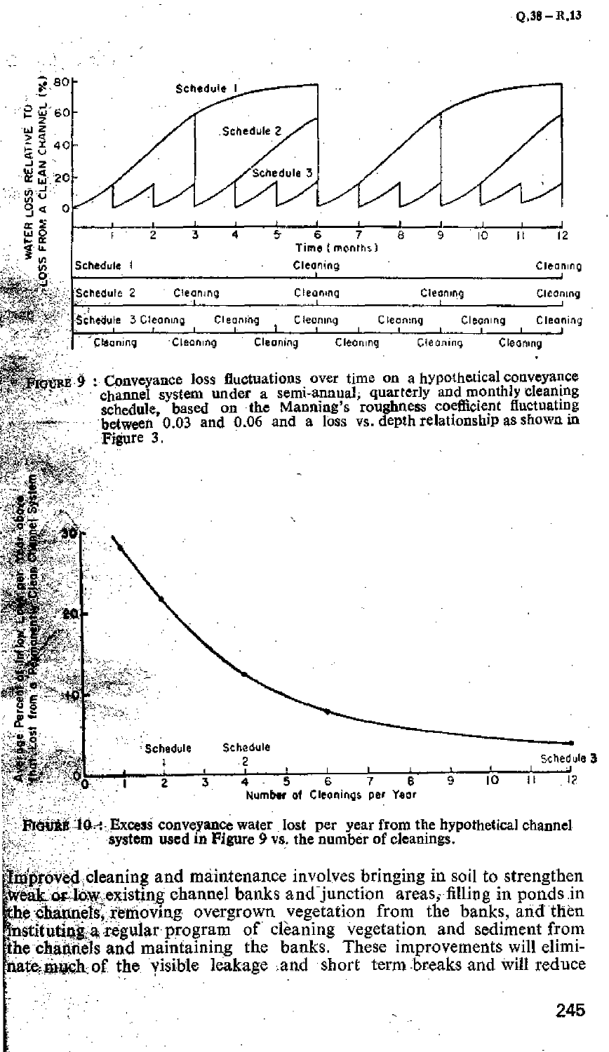FIGURE 9 : Conveyance loss fluctuations over time on a hypothetical conveyance channel system under a semi-annual, quarterly and monthly cleaning schedule, based on the Manning's roughness coefficient fluctuating between 0.03 and 0.06 and a loss vs. depth relationship as shown in Figure 3.

FIGURE 10 : Excess conveyance water lost per year from the hypothetical channel system used in Figure 9 vs. the number of cleanings.

Improved cleaning and maintenance involves bringing in soil to strengthen weak or low existing channel banks and junction areas, filling in ponds in the channels, removing overgrown vegetation from the banks, and then instituting a regular program of cleaning vegetation and sediment from the channels and maintaining the banks. These improvements will eliminate much of the visible leakage and short term breaks and will reduce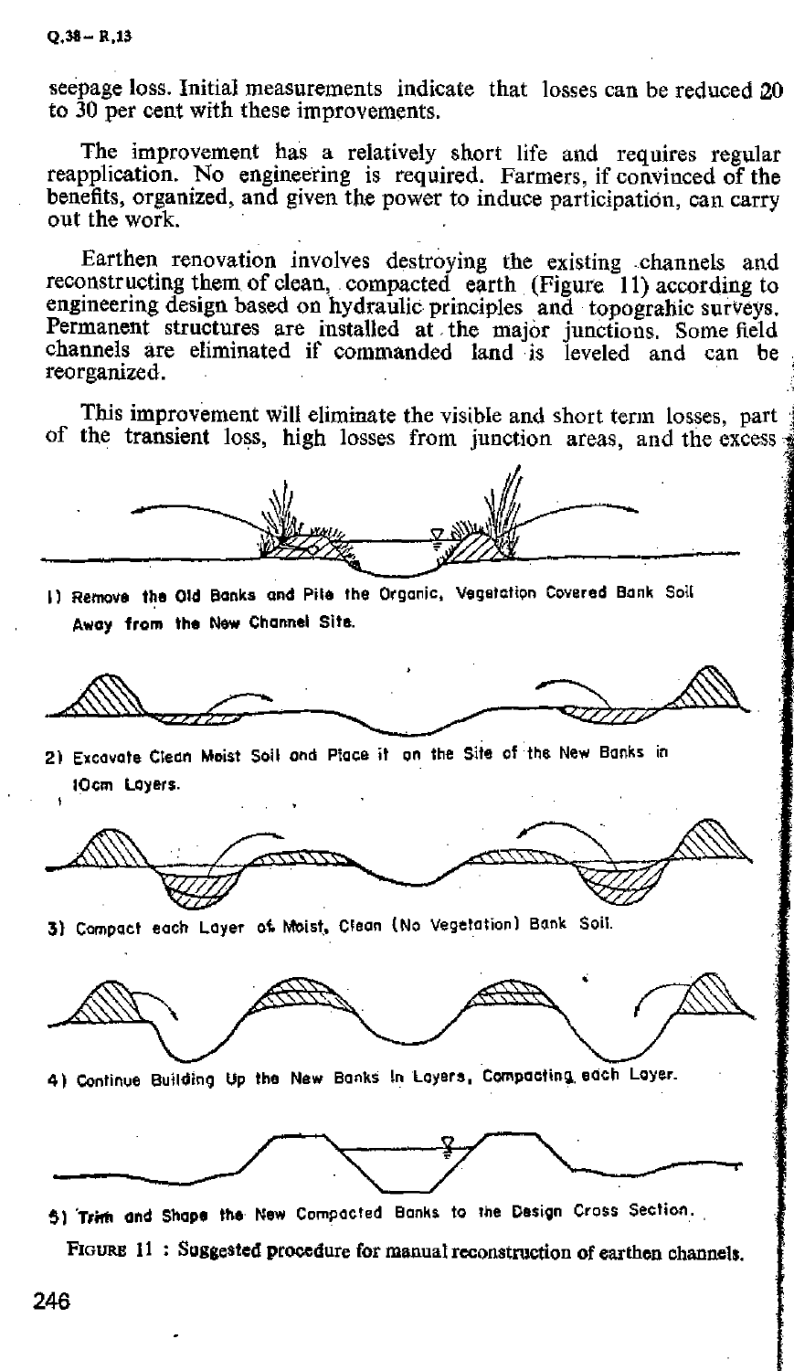seepage loss. Initial measurements indicate that losses can be reduced 20 to 30 per cent with these improvements.

The improvement has a relatively short life and requires regular reapplication. No engineering is required. Farmers, if convinced of the benefits, organized, and given the power to induce participation, can carry out the work.

Earthen renovation involves destroying the existing channels and reconstructing them of clean, compacted earth (Figure 11) according to engineering design based on hydraulic principles and topograhic surveys. Permanent structures are installed at the major junctions. Some field channels are eliminated if commanded land is leveled and can be reorganized.

This improvement will eliminate the visible and short term losses, part of the transient loss, high losses from junction areas, and the excess

1) Remove the Old Banks and Pile the Organic, Vegetation Covered Bank Soil Away from the New Channel Site.

2) Excavate Clean Moist Soil and Place it on the Site of the New Banks in 10cm Layers.

3) Compact each Layer of Moist, Clean (No Vegetation) Bank Soil.

4) Continue Building Up the New Banks In Layers, Compacting each Layer.

5) Trim and Shape the New Compacted Banks to the Design Cross Section.

FIGURE 11 : Suggested procedure for manual reconstruction of earthen channels.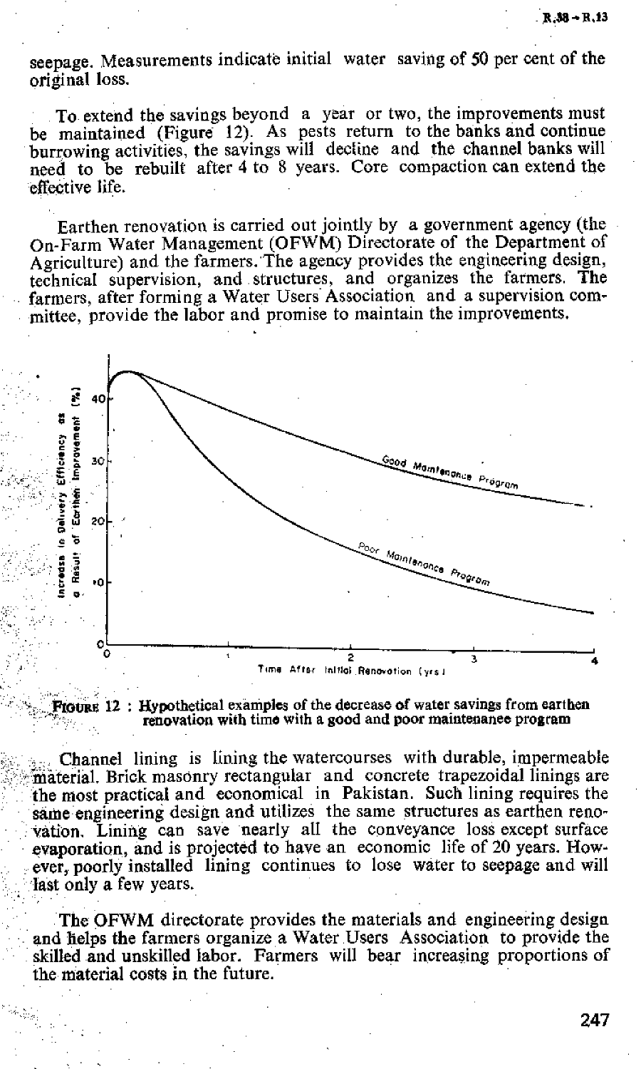seepage. Measurements indicate initial water saving of 50 per cent of the original loss.

To extend the savings beyond a year or two, the improvements must be maintained (Figure 12). As pests return to the banks and continue burrowing activities, the savings will decline and the channel banks will need to be rebuilt after 4 to 8 years. Core compaction can extend the effective life.

Earthen renovation is carried out jointly by a government agency (the On-Farm Water Management (OFWM) Directorate of the Department of Agriculture) and the farmers. The agency provides the engineering design, technical supervision, and structures, and organizes the farmers. The farmers, after forming a Water Users Association and a supervision committee, provide the labor and promise to maintain the improvements.

**FIGURE 12 : Hypothetical examples of the decrease of water savings from earthen renovation with time with a good and poor maintenance program**

Channel lining is lining the watercourses with durable, impermeable material. Brick masonry rectangular and concrete trapezoidal linings are the most practical and economical in Pakistan. Such lining requires the same engineering design and utilizes the same structures as earthen renovation. Lining can save nearly all the conveyance loss except surface evaporation, and is projected to have an economic life of 20 years. However, poorly installed lining continues to lose water to seepage and will last only a few years.

The OFWM directorate provides the materials and engineering design and helps the farmers organize a Water Users Association to provide the skilled and unskilled labor. Farmers will bear increasing proportions of the material costs in the future.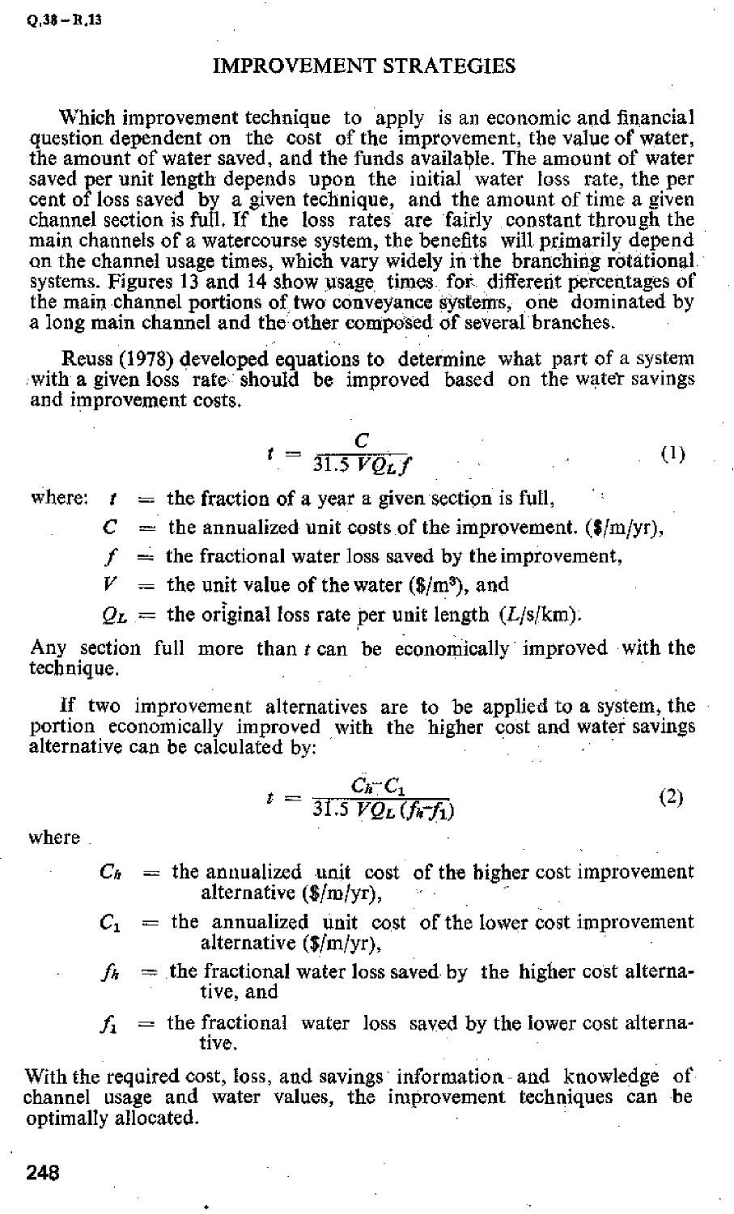## IMPROVEMENT STRATEGIES

Which improvement technique to apply is an economic and financial question dependent on the cost of the improvement, the value of water, the amount of water saved, and the funds available. The amount of water saved per unit length depends upon the initial water loss rate, the per cent of loss saved by a given technique, and the amount of time a given channel section is full. If the loss rates are fairly constant through the main channels of a watercourse system, the benefits will primarily depend on the channel usage times, which vary widely in the branching rotational systems. Figures 13 and 14 show usage times for different percentages of the main channel portions of two conveyance systems, one dominated by a long main channel and the other composed of several branches.

Reuss (1978) developed equations to determine what part of a system with a given loss rate should be improved based on the water savings and improvement costs.

$$t = \frac{C}{31.5\, V Q_L f} \tag{1}$$

where:
- $t$ = the fraction of a year a given section is full,
- $C$ = the annualized unit costs of the improvement. ($/m/yr),
- $f$ = the fractional water loss saved by the improvement,
- $V$ = the unit value of the water ($/m$^3$), and
- $Q_L$ = the original loss rate per unit length ($L$/s/km).

Any section full more than $t$ can be economically improved with the technique.

If two improvement alternatives are to be applied to a system, the portion economically improved with the higher cost and water savings alternative can be calculated by:

$$t = \frac{C_h - C_1}{31.5\, V Q_L (f_h - f_1)} \tag{2}$$

where

- $C_h$ = the annualized unit cost of the higher cost improvement alternative ($/m/yr),
- $C_1$ = the annualized unit cost of the lower cost improvement alternative ($/m/yr),
- $f_h$ = the fractional water loss saved by the higher cost alternative, and
- $f_1$ = the fractional water loss saved by the lower cost alternative.

With the required cost, loss, and savings information and knowledge of channel usage and water values, the improvement techniques can be optimally allocated.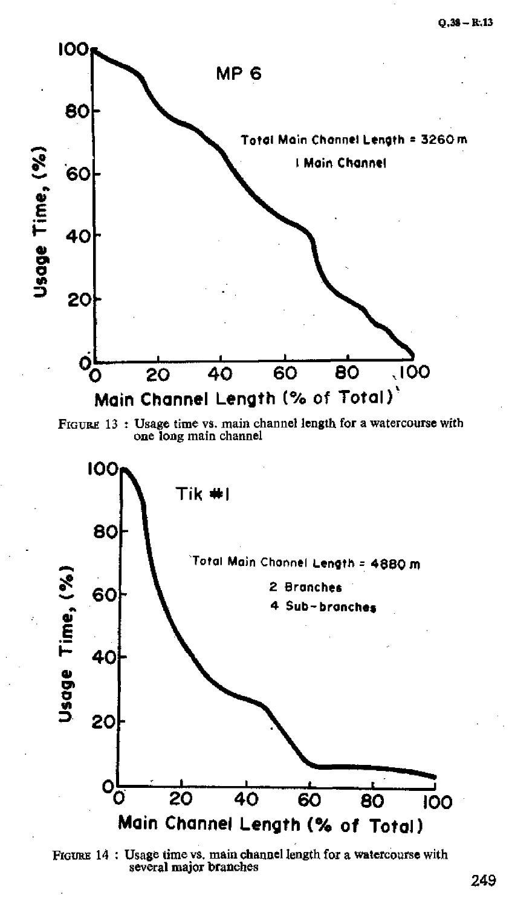FIGURE 13 : Usage time vs. main channel length for a watercourse with one long main channel

FIGURE 14 : Usage time vs. main channel length for a watercourse with several major branches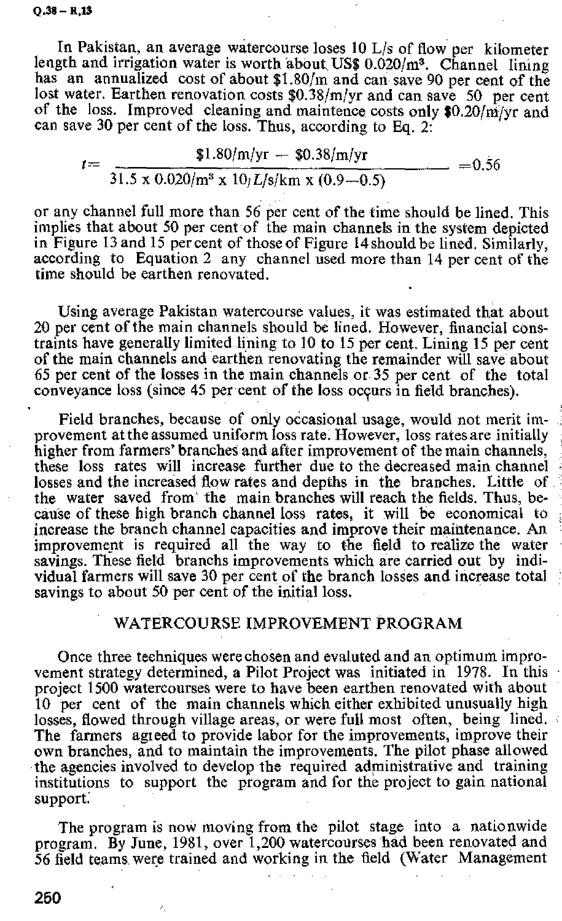In Pakistan, an average watercourse loses 10 L/s of flow per kilometer length and irrigation water is worth about US$ 0.020/m³. Channel lining has an annualized cost of about $1.80/m and can save 90 per cent of the lost water. Earthen renovation costs $0.38/m/yr and can save 50 per cent of the loss. Improved cleaning and maintence costs only $0.20/m/yr and can save 30 per cent of the loss. Thus, according to Eq. 2:

$$t = \frac{\$1.80/\text{m/yr} - \$0.38/\text{m/yr}}{31.5 \times 0.020/\text{m}^3 \times 10\,L/\text{s/km} \times (0.9 - 0.5)} = 0.56$$

or any channel full more than 56 per cent of the time should be lined. This implies that about 50 per cent of the main channels in the system depicted in Figure 13 and 15 per cent of those of Figure 14 should be lined. Similarly, according to Equation 2 any channel used more than 14 per cent of the time should be earthen renovated.

Using average Pakistan watercourse values, it was estimated that about 20 per cent of the main channels should be lined. However, financial constraints have generally limited lining to 10 to 15 per cent. Lining 15 per cent of the main channels and earthen renovating the remainder will save about 65 per cent of the losses in the main channels or 35 per cent of the total conveyance loss (since 45 per cent of the loss occurs in field branches).

Field branches, because of only occasional usage, would not merit improvement at the assumed uniform loss rate. However, loss rates are initially higher from farmers' branches and after improvement of the main channels, these loss rates will increase further due to the decreased main channel losses and the increased flow rates and depths in the branches. Little of the water saved from the main branches will reach the fields. Thus, because of these high branch channel loss rates, it will be economical to increase the branch channel capacities and improve their maintenance. An improvement is required all the way to the field to realize the water savings. These field branchs improvements which are carried out by individual farmers will save 30 per cent of the branch losses and increase total savings to about 50 per cent of the initial loss.

## WATERCOURSE IMPROVEMENT PROGRAM

Once three techniques were chosen and evaluted and an optimum improvement strategy determined, a Pilot Project was initiated in 1978. In this project 1500 watercourses were to have been earthen renovated with about 10 per cent of the main channels which either exhibited unusually high losses, flowed through village areas, or were full most often, being lined. The farmers agreed to provide labor for the improvements, improve their own branches, and to maintain the improvements. The pilot phase allowed the agencies involved to develop the required administrative and training institutions to support the program and for the project to gain national support.

The program is now moving from the pilot stage into a nationwide program. By June, 1981, over 1,200 watercourses had been renovated and 56 field teams were trained and working in the field (Water Management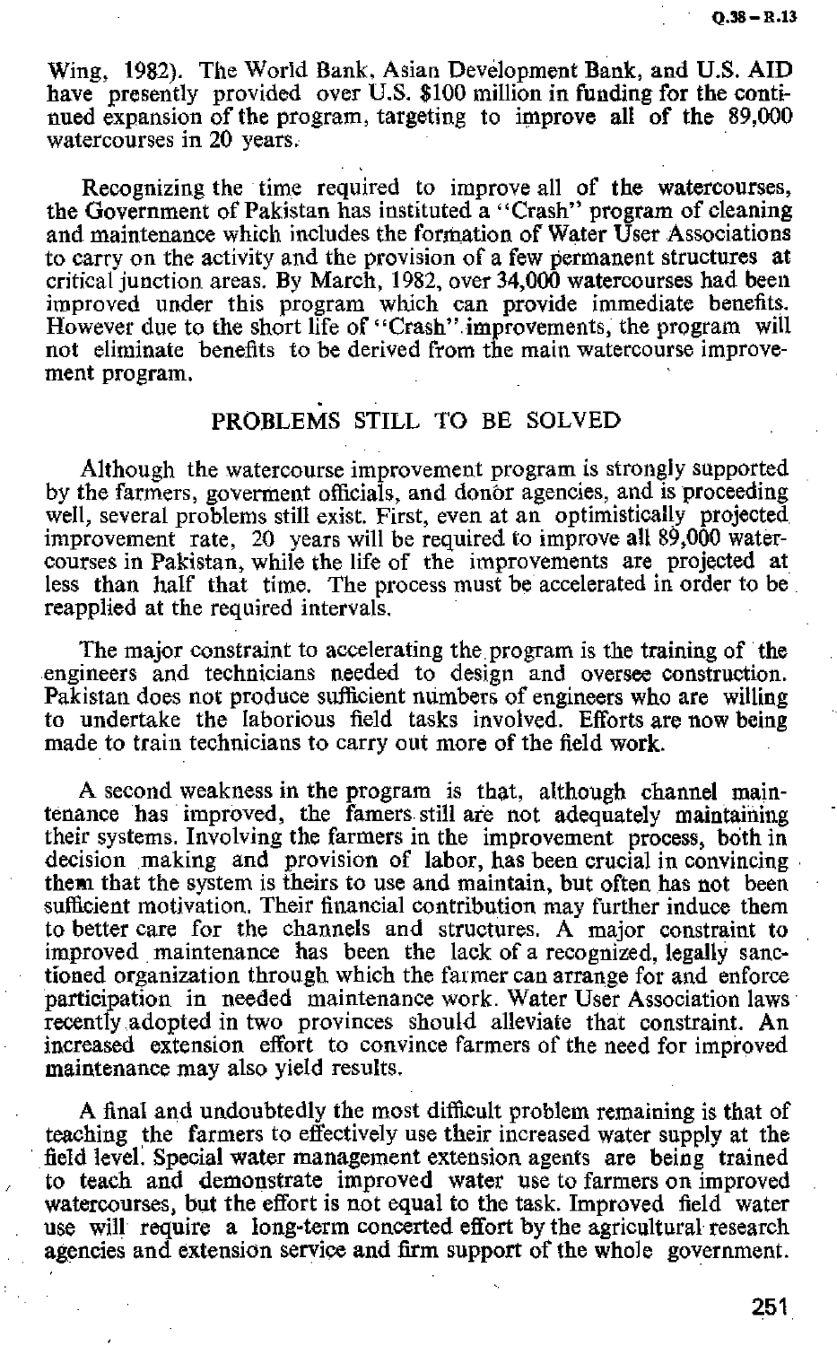Wing, 1982). The World Bank, Asian Development Bank, and U.S. AID have presently provided over U.S. $100 million in funding for the continued expansion of the program, targeting to improve all of the 89,000 watercourses in 20 years.

Recognizing the time required to improve all of the watercourses, the Government of Pakistan has instituted a "Crash" program of cleaning and maintenance which includes the formation of Water User Associations to carry on the activity and the provision of a few permanent structures at critical junction areas. By March, 1982, over 34,000 watercourses had been improved under this program which can provide immediate benefits. However due to the short life of "Crash" improvements, the program will not eliminate benefits to be derived from the main watercourse improvement program.

## PROBLEMS STILL TO BE SOLVED

Although the watercourse improvement program is strongly supported by the farmers, goverment officials, and donor agencies, and is proceeding well, several problems still exist. First, even at an optimistically projected improvement rate, 20 years will be required to improve all 89,000 watercourses in Pakistan, while the life of the improvements are projected at less than half that time. The process must be accelerated in order to be reapplied at the required intervals.

The major constraint to accelerating the program is the training of the engineers and technicians needed to design and oversee construction. Pakistan does not produce sufficient numbers of engineers who are willing to undertake the laborious field tasks involved. Efforts are now being made to train technicians to carry out more of the field work.

A second weakness in the program is that, although channel maintenance has improved, the famers still are not adequately maintaining their systems. Involving the farmers in the improvement process, both in decision making and provision of labor, has been crucial in convincing them that the system is theirs to use and maintain, but often has not been sufficient motivation. Their financial contribution may further induce them to better care for the channels and structures. A major constraint to improved maintenance has been the lack of a recognized, legally sanctioned organization through which the farmer can arrange for and enforce participation in needed maintenance work. Water User Association laws recently adopted in two provinces should alleviate that constraint. An increased extension effort to convince farmers of the need for improved maintenance may also yield results.

A final and undoubtedly the most difficult problem remaining is that of teaching the farmers to effectively use their increased water supply at the field level. Special water management extension agents are being trained to teach and demonstrate improved water use to farmers on improved watercourses, but the effort is not equal to the task. Improved field water use will require a long-term concerted effort by the agricultural research agencies and extension service and firm support of the whole government.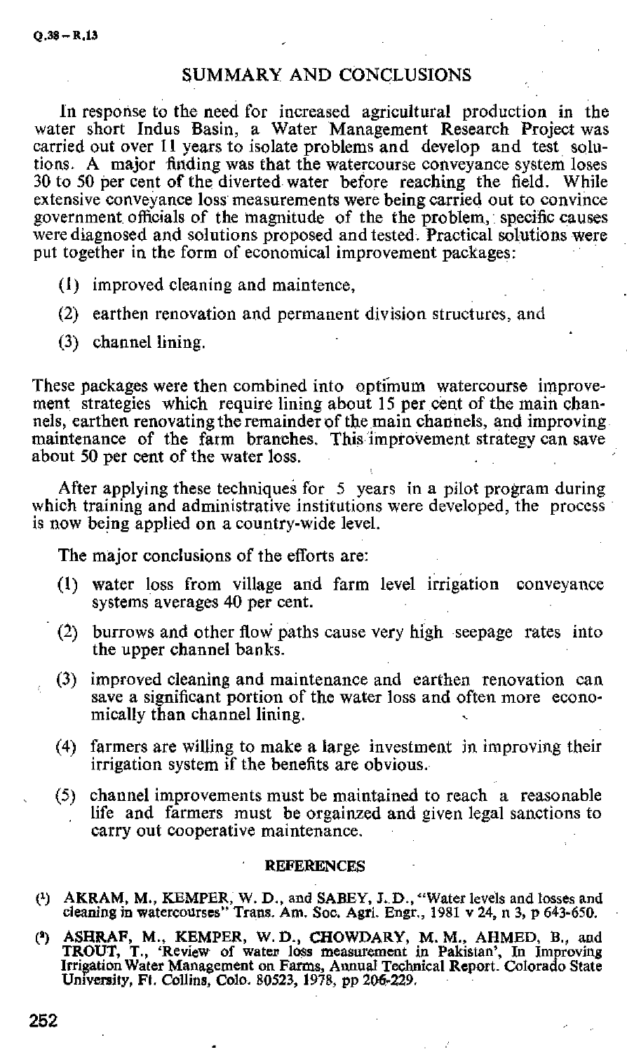## SUMMARY AND CONCLUSIONS

In response to the need for increased agricultural production in the water short Indus Basin, a Water Management Research Project was carried out over 11 years to isolate problems and develop and test solutions. A major finding was that the watercourse conveyance system loses 30 to 50 per cent of the diverted water before reaching the field. While extensive conveyance loss measurements were being carried out to convince government officials of the magnitude of the the problem, specific causes were diagnosed and solutions proposed and tested. Practical solutions were put together in the form of economical improvement packages:

(1) improved cleaning and maintence,

(2) earthen renovation and permanent division structures, and

(3) channel lining.

These packages were then combined into optimum watercourse improvement strategies which require lining about 15 per cent of the main channels, earthen renovating the remainder of the main channels, and improving maintenance of the farm branches. This improvement strategy can save about 50 per cent of the water loss.

After applying these techniques for 5 years in a pilot program during which training and administrative institutions were developed, the process is now being applied on a country-wide level.

The major conclusions of the efforts are:

(1) water loss from village and farm level irrigation conveyance systems averages 40 per cent.

(2) burrows and other flow paths cause very high seepage rates into the upper channel banks.

(3) improved cleaning and maintenance and earthen renovation can save a significant portion of the water loss and often more economically than channel lining.

(4) farmers are willing to make a large investment in improving their irrigation system if the benefits are obvious.

(5) channel improvements must be maintained to reach a reasonable life and farmers must be orgainzed and given legal sanctions to carry out cooperative maintenance.

### REFERENCES

[1] AKRAM, M., KEMPER, W. D., and SABEY, J. D., "Water levels and losses and cleaning in watercourses" Trans. Am. Soc. Agri. Engr., 1981 v 24, n 3, p 643-650.

[2] ASHRAF, M., KEMPER, W. D., CHOWDARY, M. M., AHMED, B., and TROUT, T., 'Review of water loss measurement in Pakistan', In Improving Irrigation Water Management on Farms, Annual Technical Report. Colorado State University, Ft. Collins, Colo. 80523, 1978, pp 206-229.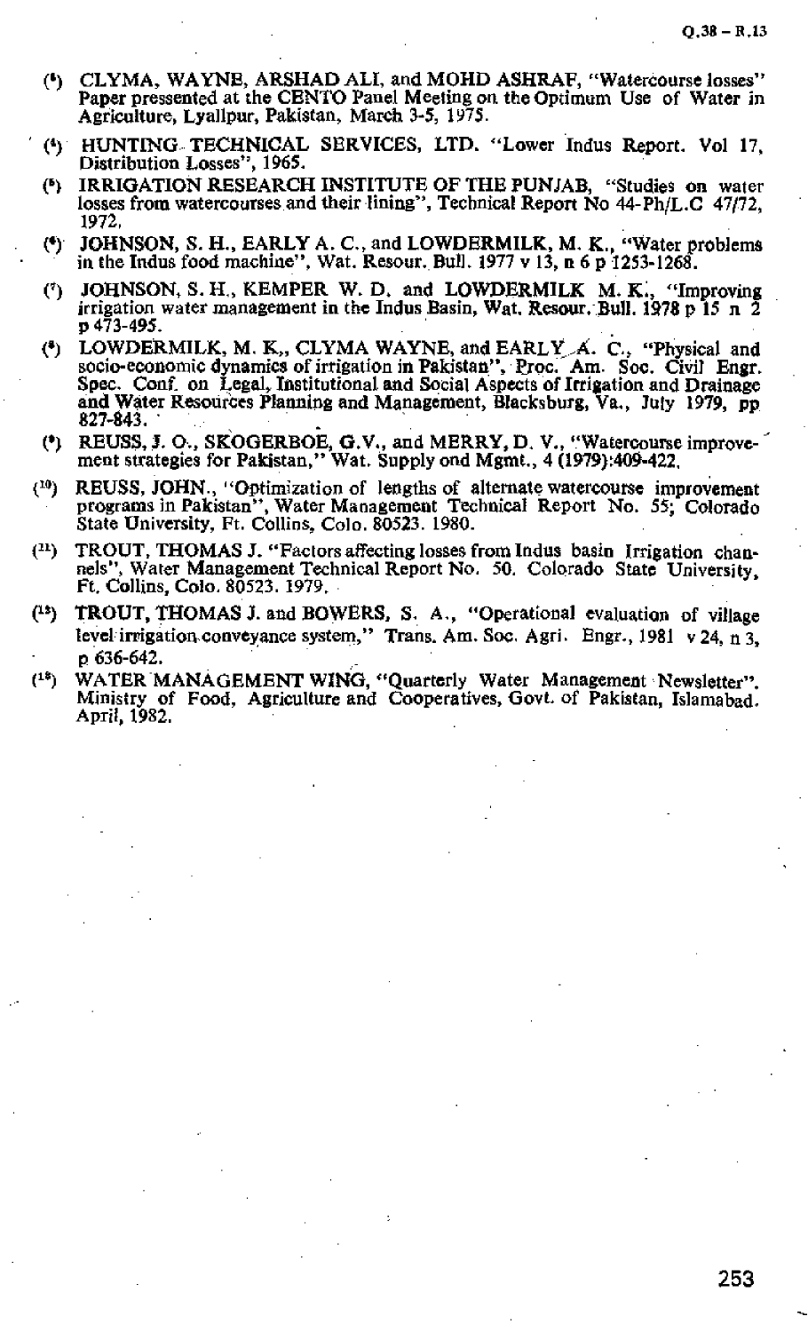- (3) CLYMA, WAYNE, ARSHAD ALI, and MOHD ASHRAF, "Watercourse losses" Paper pressented at the CENTO Panel Meeting on the Optimum Use of Water in Agriculture, Lyallpur, Pakistan, March 3-5, 1975.
- (4) HUNTING TECHNICAL SERVICES, LTD. "Lower Indus Report. Vol 17, Distribution Losses", 1965.
- (5) IRRIGATION RESEARCH INSTITUTE OF THE PUNJAB, "Studies on water losses from watercourses and their lining", Technical Report No 44-Ph/L.C 47/72, 1972.
- (6) JOHNSON, S. H., EARLY A. C., and LOWDERMILK, M. K., "Water problems in the Indus food machine", Wat. Resour. Bull. 1977 v 13, n 6 p 1253-1268.
- (7) JOHNSON, S. H., KEMPER W. D. and LOWDERMILK M. K., "Improving irrigation water management in the Indus Basin, Wat. Resour. Bull. 1978 p 15 n 2 p 473-495.
- (8) LOWDERMILK, M. K., CLYMA WAYNE, and EARLY A. C., "Physical and socio-economic dynamics of irrigation in Pakistan", Proc. Am. Soc. Civil Engr. Spec. Conf. on Legal, Institutional and Social Aspects of Irrigation and Drainage and Water Resources Planning and Management, Blacksburg, Va., July 1979, pp 827-843.
- (9) REUSS, J. O., SKOGERBOE, G.V., and MERRY, D. V., "Watercourse improvement strategies for Pakistan," Wat. Supply ond Mgmt., 4 (1979):409-422.
- (10) REUSS, JOHN., "Optimization of lengths of alternate watercourse improvement programs in Pakistan", Water Management Technical Report No. 55; Colorado State University, Ft. Collins, Colo. 80523. 1980.
- (11) TROUT, THOMAS J. "Factors affecting losses from Indus basin Irrigation channels", Water Management Technical Report No. 50. Colorado State University, Ft. Collins, Colo. 80523. 1979.
- (12) TROUT, THOMAS J. and BOWERS, S. A., "Operational evaluation of village level irrigation conveyance system," Trans. Am. Soc. Agri. Engr., 1981 v 24, n 3, p 636-642.
- (13) WATER MANAGEMENT WING, "Quarterly Water Management Newsletter". Ministry of Food, Agriculture and Cooperatives, Govt. of Pakistan, Islamabad. April, 1982.